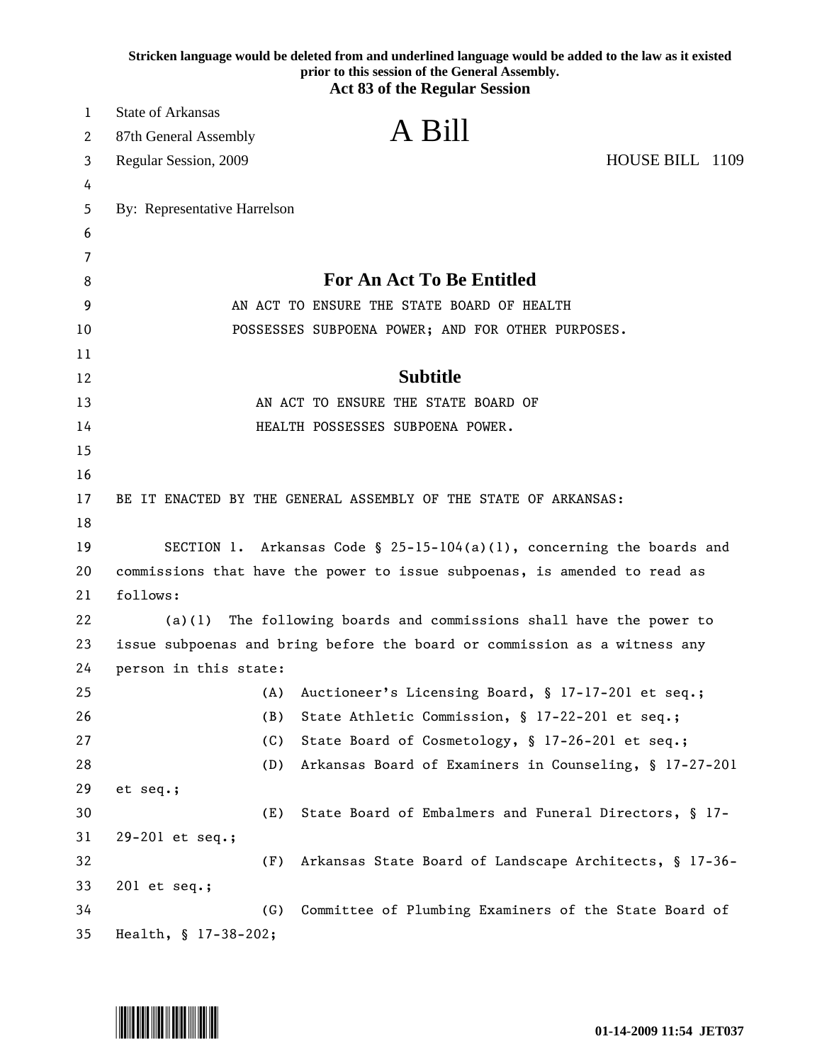**Stricken language would be deleted from and underlined language would be added to the law as it existed prior to this session of the General Assembly.**

**Act 83 of the Regular Session**

State of Arkansas
87th General Assembly
Regular Session, 2009

# A Bill

HOUSE BILL 1109

By: Representative Harrelson

## For An Act To Be Entitled

AN ACT TO ENSURE THE STATE BOARD OF HEALTH POSSESSES SUBPOENA POWER; AND FOR OTHER PURPOSES.

## Subtitle

AN ACT TO ENSURE THE STATE BOARD OF HEALTH POSSESSES SUBPOENA POWER.

BE IT ENACTED BY THE GENERAL ASSEMBLY OF THE STATE OF ARKANSAS:

SECTION 1. Arkansas Code § 25-15-104(a)(1), concerning the boards and commissions that have the power to issue subpoenas, is amended to read as follows:

(a)(1) The following boards and commissions shall have the power to issue subpoenas and bring before the board or commission as a witness any person in this state:

(A) Auctioneer's Licensing Board, § 17-17-201 et seq.;

(B) State Athletic Commission, § 17-22-201 et seq.;

(C) State Board of Cosmetology, § 17-26-201 et seq.;

(D) Arkansas Board of Examiners in Counseling, § 17-27-201 et seq.;

(E) State Board of Embalmers and Funeral Directors, § 17-29-201 et seq.;

(F) Arkansas State Board of Landscape Architects, § 17-36-201 et seq.;

(G) Committee of Plumbing Examiners of the State Board of Health, § 17-38-202;

01-14-2009 11:54 JET037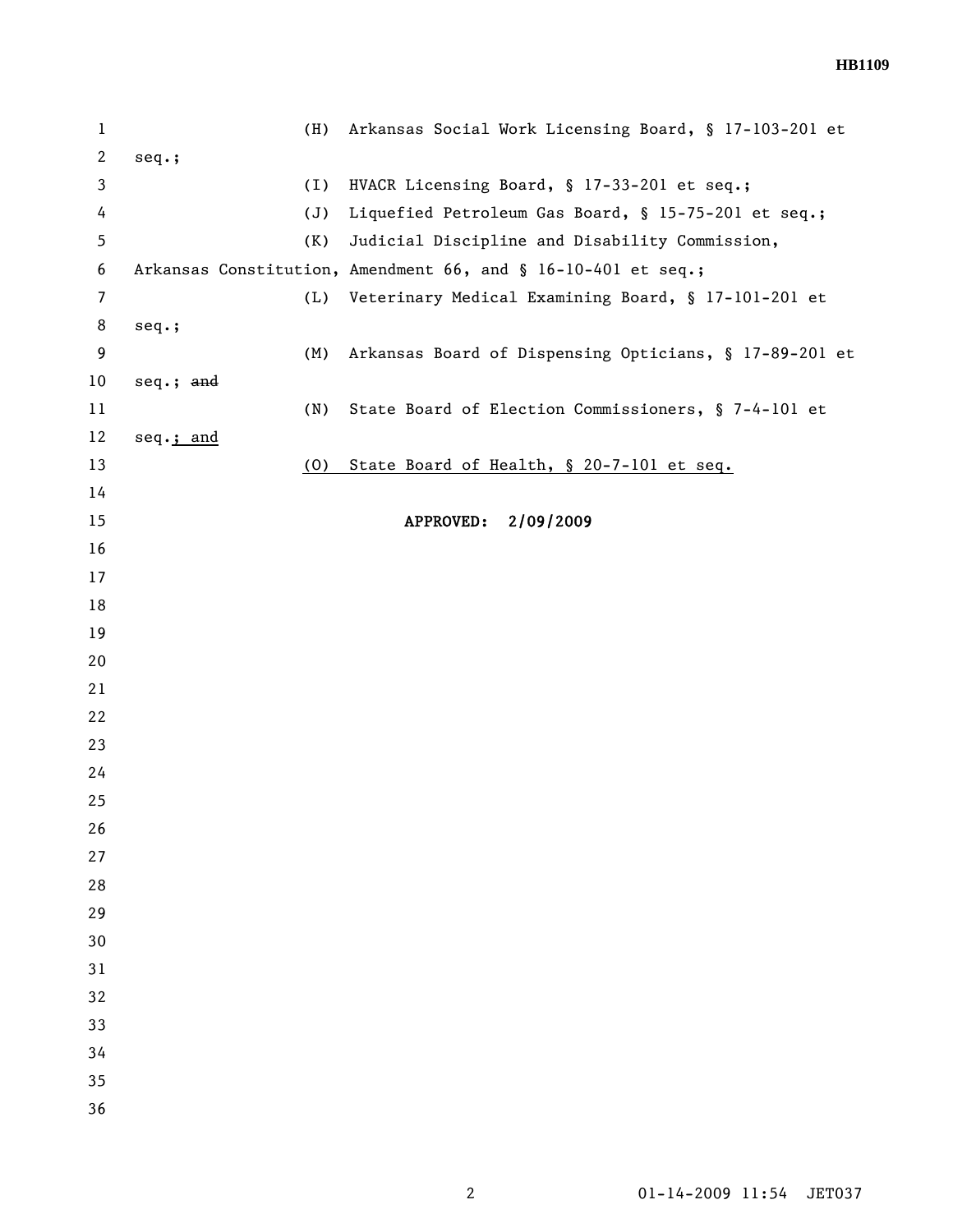(H) Arkansas Social Work Licensing Board, § 17-103-201 et seq.;

(I) HVACR Licensing Board, § 17-33-201 et seq.;

(J) Liquefied Petroleum Gas Board, § 15-75-201 et seq.;

(K) Judicial Discipline and Disability Commission, Arkansas Constitution, Amendment 66, and § 16-10-401 et seq.;

(L) Veterinary Medical Examining Board, § 17-101-201 et seq.;

(M) Arkansas Board of Dispensing Opticians, § 17-89-201 et seq.; ~~and~~

(N) State Board of Election Commissioners, § 7-4-101 et seq.<u>; and</u>

<u>(O) State Board of Health, § 20-7-101 et seq.</u>

**APPROVED: 2/09/2009**